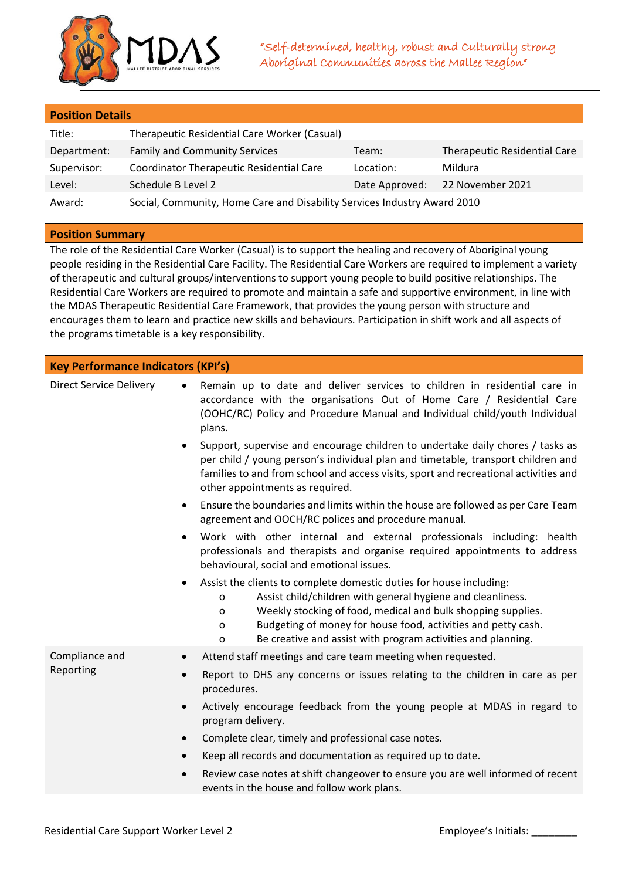"Self-determined, healthy, robust and Culturally strong Aboriginal Communities across the Mallee Region"

## Position Details

| | | | |
|---|---|---|---|
| Title: | Therapeutic Residential Care Worker (Casual) | | |
| Department: | Family and Community Services | Team: | Therapeutic Residential Care |
| Supervisor: | Coordinator Therapeutic Residential Care | Location: | Mildura |
| Level: | Schedule B Level 2 | Date Approved: | 22 November 2021 |
| Award: | Social, Community, Home Care and Disability Services Industry Award 2010 | | |

## Position Summary

The role of the Residential Care Worker (Casual) is to support the healing and recovery of Aboriginal young people residing in the Residential Care Facility. The Residential Care Workers are required to implement a variety of therapeutic and cultural groups/interventions to support young people to build positive relationships. The Residential Care Workers are required to promote and maintain a safe and supportive environment, in line with the MDAS Therapeutic Residential Care Framework, that provides the young person with structure and encourages them to learn and practice new skills and behaviours. Participation in shift work and all aspects of the programs timetable is a key responsibility.

## Key Performance Indicators (KPI's)

**Direct Service Delivery**

- Remain up to date and deliver services to children in residential care in accordance with the organisations Out of Home Care / Residential Care (OOHC/RC) Policy and Procedure Manual and Individual child/youth Individual plans.
- Support, supervise and encourage children to undertake daily chores / tasks as per child / young person's individual plan and timetable, transport children and families to and from school and access visits, sport and recreational activities and other appointments as required.
- Ensure the boundaries and limits within the house are followed as per Care Team agreement and OOCH/RC polices and procedure manual.
- Work with other internal and external professionals including: health professionals and therapists and organise required appointments to address behavioural, social and emotional issues.
- Assist the clients to complete domestic duties for house including:
  - Assist child/children with general hygiene and cleanliness.
  - Weekly stocking of food, medical and bulk shopping supplies.
  - Budgeting of money for house food, activities and petty cash.
  - Be creative and assist with program activities and planning.

**Compliance and Reporting**

- Attend staff meetings and care team meeting when requested.
- Report to DHS any concerns or issues relating to the children in care as per procedures.
- Actively encourage feedback from the young people at MDAS in regard to program delivery.
- Complete clear, timely and professional case notes.
- Keep all records and documentation as required up to date.
- Review case notes at shift changeover to ensure you are well informed of recent events in the house and follow work plans.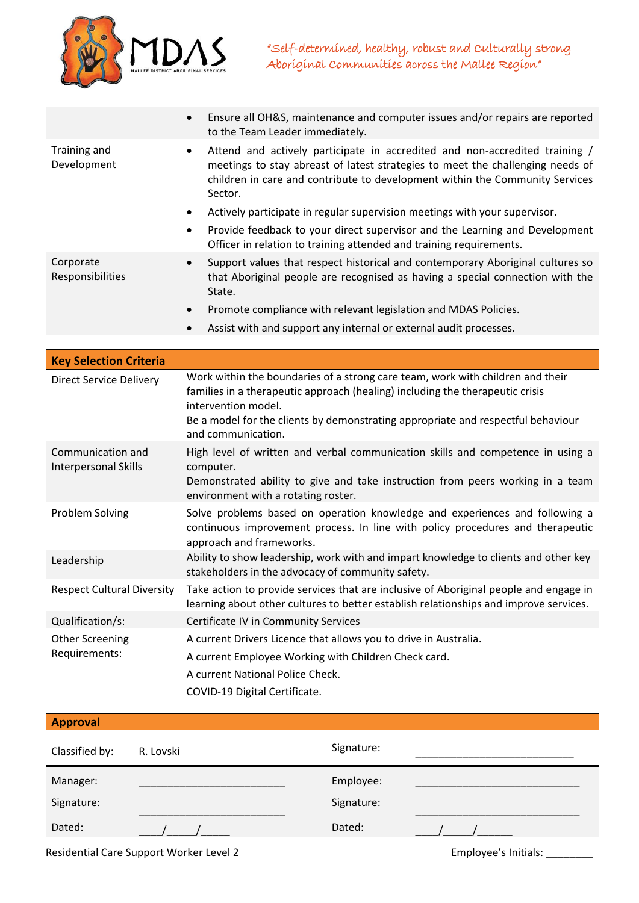| | |
|---|---|
| | • Ensure all OH&S, maintenance and computer issues and/or repairs are reported to the Team Leader immediately. |
| Training and Development | • Attend and actively participate in accredited and non-accredited training / meetings to stay abreast of latest strategies to meet the challenging needs of children in care and contribute to development within the Community Services Sector.<br>• Actively participate in regular supervision meetings with your supervisor.<br>• Provide feedback to your direct supervisor and the Learning and Development Officer in relation to training attended and training requirements. |
| Corporate Responsibilities | • Support values that respect historical and contemporary Aboriginal cultures so that Aboriginal people are recognised as having a special connection with the State.<br>• Promote compliance with relevant legislation and MDAS Policies.<br>• Assist with and support any internal or external audit processes. |

| **Key Selection Criteria** | |
|---|---|
| Direct Service Delivery | Work within the boundaries of a strong care team, work with children and their families in a therapeutic approach (healing) including the therapeutic crisis intervention model.<br>Be a model for the clients by demonstrating appropriate and respectful behaviour and communication. |
| Communication and Interpersonal Skills | High level of written and verbal communication skills and competence in using a computer.<br>Demonstrated ability to give and take instruction from peers working in a team environment with a rotating roster. |
| Problem Solving | Solve problems based on operation knowledge and experiences and following a continuous improvement process. In line with policy procedures and therapeutic approach and frameworks. |
| Leadership | Ability to show leadership, work with and impart knowledge to clients and other key stakeholders in the advocacy of community safety. |
| Respect Cultural Diversity | Take action to provide services that are inclusive of Aboriginal people and engage in learning about other cultures to better establish relationships and improve services. |
| Qualification/s: | Certificate IV in Community Services |
| Other Screening Requirements: | A current Drivers Licence that allows you to drive in Australia.<br>A current Employee Working with Children Check card.<br>A current National Police Check.<br>COVID-19 Digital Certificate. |

| **Approval** | | | |
|---|---|---|---|
| Classified by: | R. Lovski | Signature: | ___________________________ |
| Manager: | _________________________ | Employee: | _____________________________ |
| Signature: | _________________________ | Signature: | _____________________________ |
| Dated: | ____/_____/_____ | Dated: | ____/_____/______ |

Residential Care Support Worker Level 2 Employee's Initials: ________